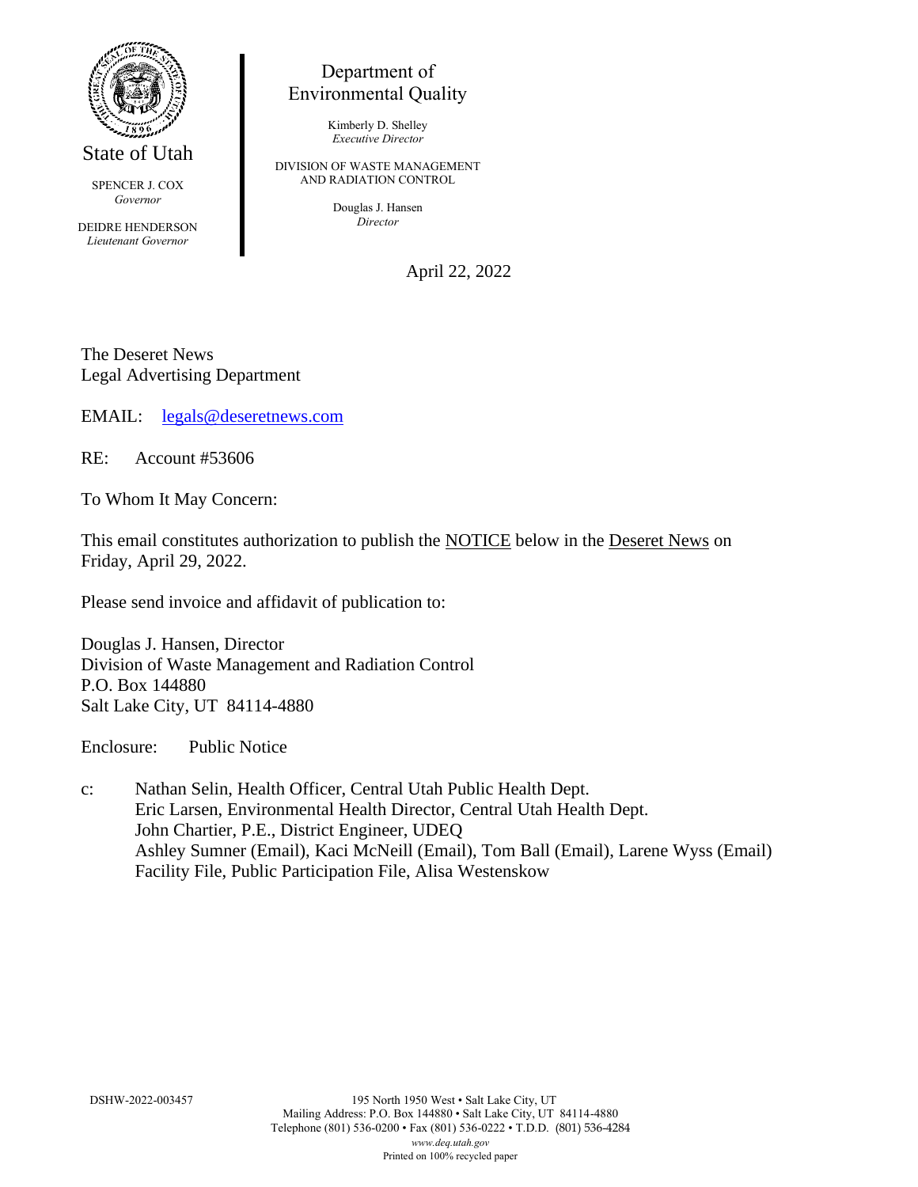State of Utah

SPENCER J. COX
*Governor*

DEIDRE HENDERSON
*Lieutenant Governor*

Department of
Environmental Quality

Kimberly D. Shelley
*Executive Director*

DIVISION OF WASTE MANAGEMENT
AND RADIATION CONTROL

Douglas J. Hansen
*Director*

April 22, 2022

The Deseret News
Legal Advertising Department

EMAIL: legals@deseretnews.com

RE: Account #53606

To Whom It May Concern:

This email constitutes authorization to publish the NOTICE below in the Deseret News on Friday, April 29, 2022.

Please send invoice and affidavit of publication to:

Douglas J. Hansen, Director
Division of Waste Management and Radiation Control
P.O. Box 144880
Salt Lake City, UT 84114-4880

Enclosure: Public Notice

c: Nathan Selin, Health Officer, Central Utah Public Health Dept.
Eric Larsen, Environmental Health Director, Central Utah Health Dept.
John Chartier, P.E., District Engineer, UDEQ
Ashley Sumner (Email), Kaci McNeill (Email), Tom Ball (Email), Larene Wyss (Email)
Facility File, Public Participation File, Alisa Westenskow

DSHW-2022-003457

195 North 1950 West • Salt Lake City, UT
Mailing Address: P.O. Box 144880 • Salt Lake City, UT 84114-4880
Telephone (801) 536-0200 • Fax (801) 536-0222 • T.D.D. (801) 536-4284
*www.deq.utah.gov*
Printed on 100% recycled paper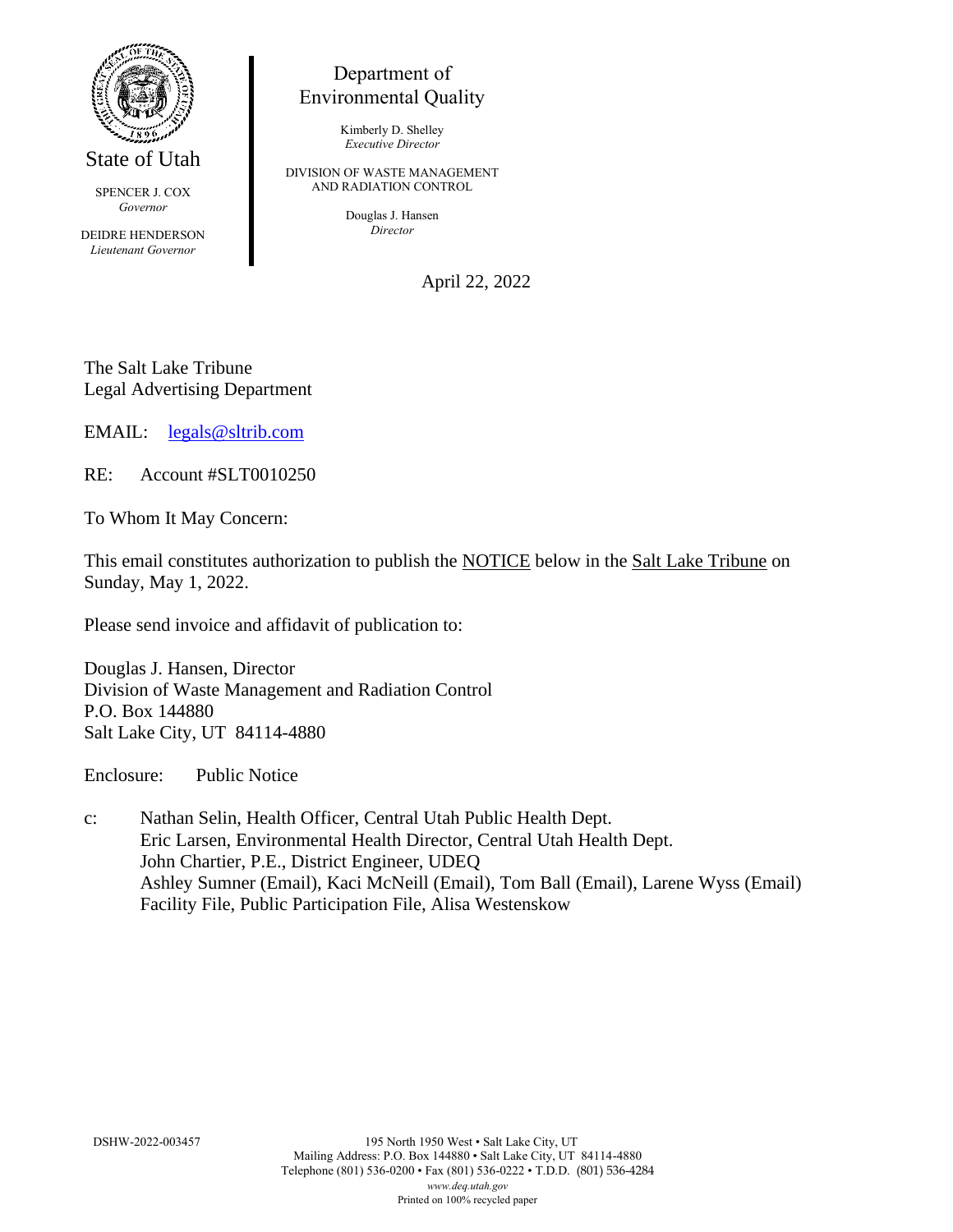State of Utah

SPENCER J. COX
*Governor*

DEIDRE HENDERSON
*Lieutenant Governor*

Department of
Environmental Quality

Kimberly D. Shelley
*Executive Director*

DIVISION OF WASTE MANAGEMENT
AND RADIATION CONTROL

Douglas J. Hansen
*Director*

April 22, 2022

The Salt Lake Tribune
Legal Advertising Department

EMAIL: legals@sltrib.com

RE: Account #SLT0010250

To Whom It May Concern:

This email constitutes authorization to publish the NOTICE below in the Salt Lake Tribune on Sunday, May 1, 2022.

Please send invoice and affidavit of publication to:

Douglas J. Hansen, Director
Division of Waste Management and Radiation Control
P.O. Box 144880
Salt Lake City, UT 84114-4880

Enclosure: Public Notice

c: Nathan Selin, Health Officer, Central Utah Public Health Dept.
Eric Larsen, Environmental Health Director, Central Utah Health Dept.
John Chartier, P.E., District Engineer, UDEQ
Ashley Sumner (Email), Kaci McNeill (Email), Tom Ball (Email), Larene Wyss (Email)
Facility File, Public Participation File, Alisa Westenskow

DSHW-2022-003457

195 North 1950 West • Salt Lake City, UT
Mailing Address: P.O. Box 144880 • Salt Lake City, UT 84114-4880
Telephone (801) 536-0200 • Fax (801) 536-0222 • T.D.D. (801) 536-4284
*www.deq.utah.gov*
Printed on 100% recycled paper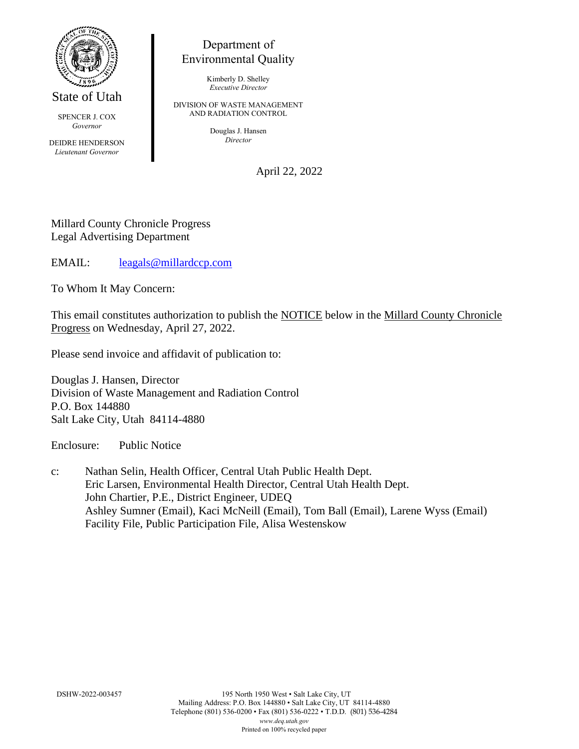State of Utah

SPENCER J. COX
*Governor*

DEIDRE HENDERSON
*Lieutenant Governor*

Department of
Environmental Quality

Kimberly D. Shelley
*Executive Director*

DIVISION OF WASTE MANAGEMENT
AND RADIATION CONTROL

Douglas J. Hansen
*Director*

April 22, 2022

Millard County Chronicle Progress
Legal Advertising Department

EMAIL: leagals@millardccp.com

To Whom It May Concern:

This email constitutes authorization to publish the NOTICE below in the Millard County Chronicle Progress on Wednesday, April 27, 2022.

Please send invoice and affidavit of publication to:

Douglas J. Hansen, Director
Division of Waste Management and Radiation Control
P.O. Box 144880
Salt Lake City, Utah 84114-4880

Enclosure: Public Notice

c: Nathan Selin, Health Officer, Central Utah Public Health Dept.
Eric Larsen, Environmental Health Director, Central Utah Health Dept.
John Chartier, P.E., District Engineer, UDEQ
Ashley Sumner (Email), Kaci McNeill (Email), Tom Ball (Email), Larene Wyss (Email)
Facility File, Public Participation File, Alisa Westenskow

DSHW-2022-003457

195 North 1950 West • Salt Lake City, UT
Mailing Address: P.O. Box 144880 • Salt Lake City, UT 84114-4880
Telephone (801) 536-0200 • Fax (801) 536-0222 • T.D.D. (801) 536-4284
*www.deq.utah.gov*
Printed on 100% recycled paper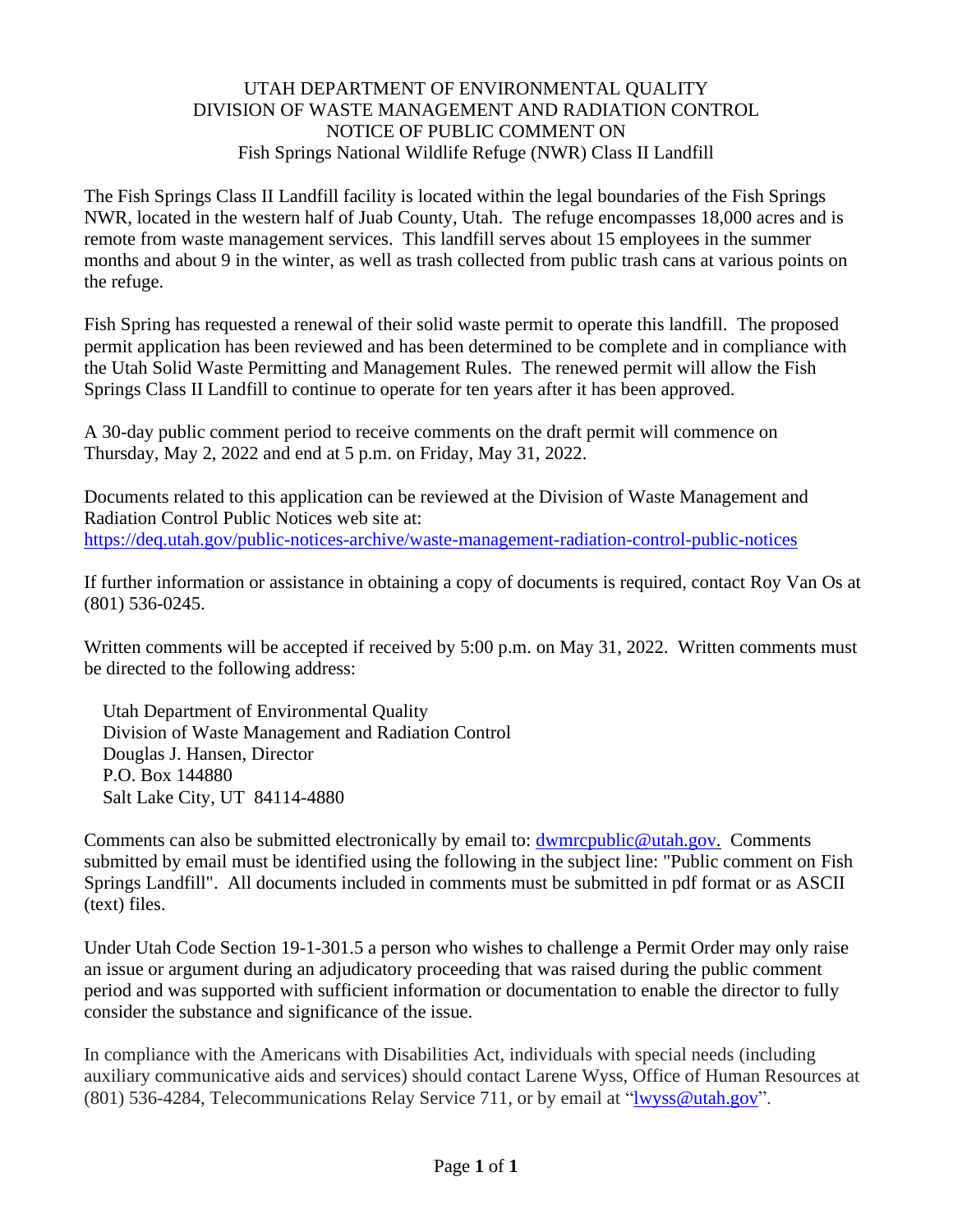# UTAH DEPARTMENT OF ENVIRONMENTAL QUALITY
# DIVISION OF WASTE MANAGEMENT AND RADIATION CONTROL
# NOTICE OF PUBLIC COMMENT ON
# Fish Springs National Wildlife Refuge (NWR) Class II Landfill

The Fish Springs Class II Landfill facility is located within the legal boundaries of the Fish Springs NWR, located in the western half of Juab County, Utah. The refuge encompasses 18,000 acres and is remote from waste management services. This landfill serves about 15 employees in the summer months and about 9 in the winter, as well as trash collected from public trash cans at various points on the refuge.

Fish Spring has requested a renewal of their solid waste permit to operate this landfill. The proposed permit application has been reviewed and has been determined to be complete and in compliance with the Utah Solid Waste Permitting and Management Rules. The renewed permit will allow the Fish Springs Class II Landfill to continue to operate for ten years after it has been approved.

A 30-day public comment period to receive comments on the draft permit will commence on Thursday, May 2, 2022 and end at 5 p.m. on Friday, May 31, 2022.

Documents related to this application can be reviewed at the Division of Waste Management and Radiation Control Public Notices web site at:
https://deq.utah.gov/public-notices-archive/waste-management-radiation-control-public-notices

If further information or assistance in obtaining a copy of documents is required, contact Roy Van Os at (801) 536-0245.

Written comments will be accepted if received by 5:00 p.m. on May 31, 2022. Written comments must be directed to the following address:

Utah Department of Environmental Quality
Division of Waste Management and Radiation Control
Douglas J. Hansen, Director
P.O. Box 144880
Salt Lake City, UT 84114-4880

Comments can also be submitted electronically by email to: dwmrcpublic@utah.gov. Comments submitted by email must be identified using the following in the subject line: "Public comment on Fish Springs Landfill". All documents included in comments must be submitted in pdf format or as ASCII (text) files.

Under Utah Code Section 19-1-301.5 a person who wishes to challenge a Permit Order may only raise an issue or argument during an adjudicatory proceeding that was raised during the public comment period and was supported with sufficient information or documentation to enable the director to fully consider the substance and significance of the issue.

In compliance with the Americans with Disabilities Act, individuals with special needs (including auxiliary communicative aids and services) should contact Larene Wyss, Office of Human Resources at (801) 536-4284, Telecommunications Relay Service 711, or by email at "lwyss@utah.gov".